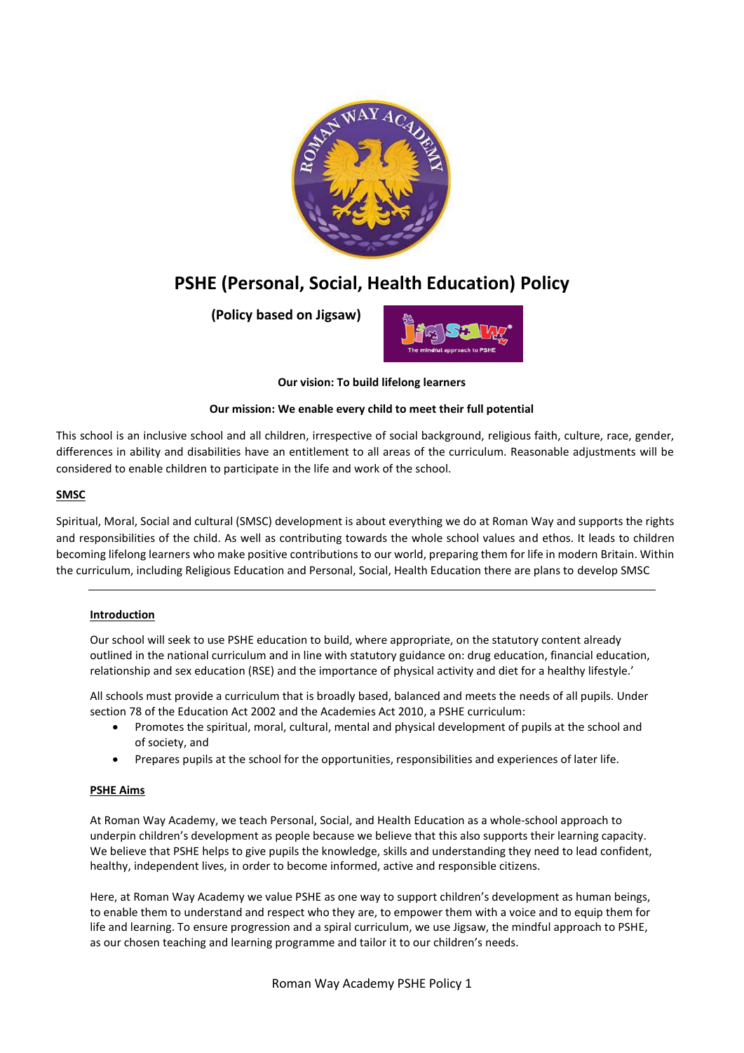# PSHE (Personal, Social, Health Education) Policy

**(Policy based on Jigsaw)**

**Our vision: To build lifelong learners**

**Our mission: We enable every child to meet their full potential**

This school is an inclusive school and all children, irrespective of social background, religious faith, culture, race, gender, differences in ability and disabilities have an entitlement to all areas of the curriculum. Reasonable adjustments will be considered to enable children to participate in the life and work of the school.

## SMSC

Spiritual, Moral, Social and cultural (SMSC) development is about everything we do at Roman Way and supports the rights and responsibilities of the child. As well as contributing towards the whole school values and ethos. It leads to children becoming lifelong learners who make positive contributions to our world, preparing them for life in modern Britain. Within the curriculum, including Religious Education and Personal, Social, Health Education there are plans to develop SMSC

---

## Introduction

Our school will seek to use PSHE education to build, where appropriate, on the statutory content already outlined in the national curriculum and in line with statutory guidance on: drug education, financial education, relationship and sex education (RSE) and the importance of physical activity and diet for a healthy lifestyle.'

All schools must provide a curriculum that is broadly based, balanced and meets the needs of all pupils. Under section 78 of the Education Act 2002 and the Academies Act 2010, a PSHE curriculum:

- Promotes the spiritual, moral, cultural, mental and physical development of pupils at the school and of society, and
- Prepares pupils at the school for the opportunities, responsibilities and experiences of later life.

## PSHE Aims

At Roman Way Academy, we teach Personal, Social, and Health Education as a whole-school approach to underpin children's development as people because we believe that this also supports their learning capacity. We believe that PSHE helps to give pupils the knowledge, skills and understanding they need to lead confident, healthy, independent lives, in order to become informed, active and responsible citizens.

Here, at Roman Way Academy we value PSHE as one way to support children's development as human beings, to enable them to understand and respect who they are, to empower them with a voice and to equip them for life and learning. To ensure progression and a spiral curriculum, we use Jigsaw, the mindful approach to PSHE, as our chosen teaching and learning programme and tailor it to our children's needs.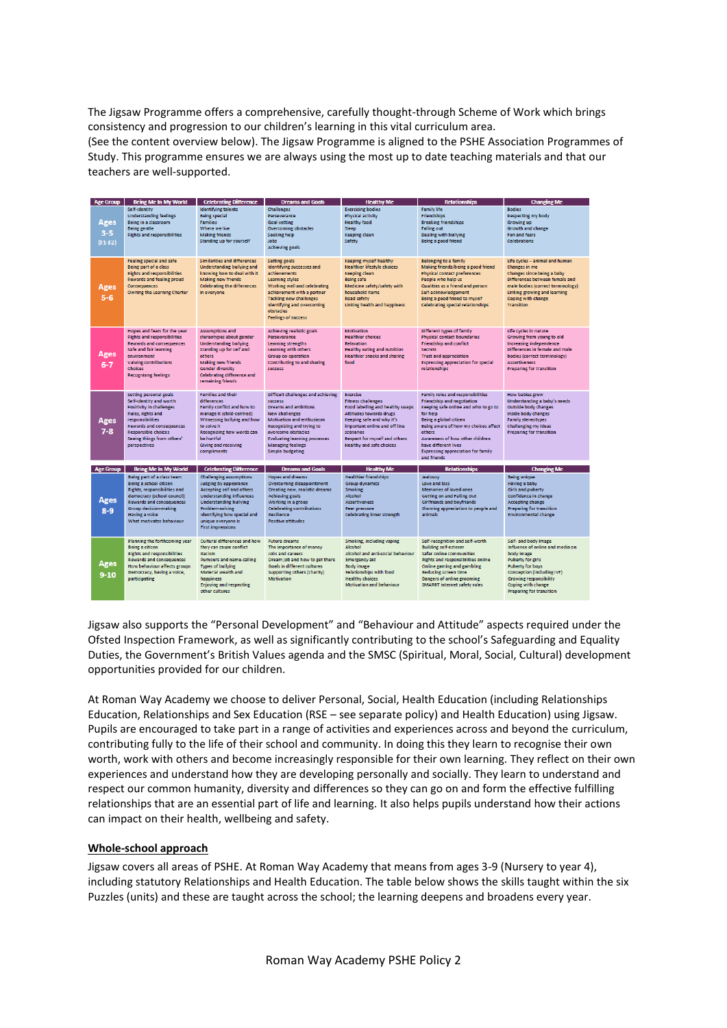The Jigsaw Programme offers a comprehensive, carefully thought-through Scheme of Work which brings consistency and progression to our children's learning in this vital curriculum area.
(See the content overview below). The Jigsaw Programme is aligned to the PSHE Association Programmes of Study. This programme ensures we are always using the most up to date teaching materials and that our teachers are well-supported.

| Age Group | Being Me In My World | Celebrating Difference | Dreams and Goals | Healthy Me | Relationships | Changing Me |
|---|---|---|---|---|---|---|
| Ages 3-5 (F1-F2) | Self-identity<br>Understanding feelings<br>Being in a classroom<br>Being gentle<br>Rights and responsibilities | Identifying talents<br>Being special<br>Families<br>Where we live<br>Making friends<br>Standing up for yourself | Challenges<br>Perseverance<br>Goal-setting<br>Overcoming obstacles<br>Seeking help<br>Jobs<br>Achieving goals | Exercising bodies<br>Physical activity<br>Healthy food<br>Sleep<br>Keeping clean<br>Safety | Family life<br>Friendships<br>Breaking friendships<br>Falling out<br>Dealing with bullying<br>Being a good friend | Bodies<br>Respecting my body<br>Growing up<br>Growth and change<br>Fun and fears<br>Celebrations |
| Ages 5-6 | Feeling special and safe<br>Being part of a class<br>Rights and responsibilities<br>Rewards and feeling proud<br>Consequences<br>Owning the Learning Charter | Similarities and differences<br>Understanding bullying and knowing how to deal with it<br>Making new friends<br>Celebrating the differences in everyone | Setting goals<br>Identifying successes and achievements<br>Learning styles<br>Working well and celebrating achievement with a partner<br>Tackling new challenges<br>Identifying and overcoming obstacles<br>Feelings of success | Keeping myself healthy<br>Healthier lifestyle choices<br>Keeping clean<br>Being safe<br>Medicine safety/safety with household items<br>Road safety<br>Linking health and happiness | Belonging to a family<br>Making friends/being a good friend<br>Physical contact preferences<br>People who help us<br>Qualities as a friend and person<br>Self-acknowledgement<br>Being a good friend to myself<br>Celebrating special relationships | Life cycles – animal and human<br>Changes in me<br>Changes since being a baby<br>Differences between female and male bodies (correct terminology)<br>Linking growing and learning<br>Coping with change<br>Transition |
| Ages 6-7 | Hopes and fears for the year<br>Rights and responsibilities<br>Rewards and consequences<br>Safe and fair learning environment<br>Valuing contributions<br>Choices<br>Recognising feelings | Assumptions and stereotypes about gender<br>Understanding bullying<br>Standing up for self and others<br>Making new friends<br>Gender diversity<br>Celebrating difference and remaining friends | Achieving realistic goals<br>Perseverance<br>Learning strengths<br>Learning with others<br>Group co-operation<br>Contributing to and sharing success | Motivation<br>Healthier choices<br>Relaxation<br>Healthy eating and nutrition<br>Healthier snacks and sharing food | Different types of family<br>Physical contact boundaries<br>Friendship and conflict<br>Secrets<br>Trust and appreciation<br>Expressing appreciation for special relationships | Life cycles in nature<br>Growing from young to old<br>Increasing independence<br>Differences in female and male bodies (correct terminology)<br>Assertiveness<br>Preparing for transition |
| Ages 7-8 | Setting personal goals<br>Self-identity and worth<br>Positivity in challenges<br>Rules, rights and responsibilities<br>Rewards and consequences<br>Responsible choices<br>Seeing things from others' perspectives | Families and their differences<br>Family conflict and how to manage it (child-centred)<br>Witnessing bullying and how to solve it<br>Recognising how words can be hurtful<br>Giving and receiving compliments | Difficult challenges and achieving success<br>Dreams and ambitions<br>New challenges<br>Motivation and enthusiasm<br>Recognising and trying to overcome obstacles<br>Evaluating learning processes<br>Managing feelings<br>Simple budgeting | Exercise<br>Fitness challenges<br>Food labelling and healthy swaps<br>Attitudes towards drugs<br>Keeping safe and why it's important online and off line scenarios<br>Respect for myself and others<br>Healthy and safe choices | Family roles and responsibilities<br>Friendship and negotiation<br>Keeping safe online and who to go to for help<br>Being a global citizen<br>Being aware of how my choices affect others<br>Awareness of how other children have different lives<br>Expressing appreciation for family and friends | How babies grow<br>Understanding a baby's needs<br>Outside body changes<br>Inside body changes<br>Family stereotypes<br>Challenging my ideas<br>Preparing for transition |
| Age Group | Being Me In My World | Celebrating Difference | Dreams and Goals | Healthy Me | Relationships | Changing Me |
| Ages 8-9 | Being part of a class team<br>Being a school citizen<br>Rights, responsibilities and democracy (school council)<br>Rewards and consequences<br>Group decision-making<br>Having a voice<br>What motivates behaviour | Challenging assumptions<br>Judging by appearance<br>Accepting self and others<br>Understanding influences<br>Understanding bullying<br>Problem-solving<br>Identifying how special and unique everyone is<br>First impressions | Hopes and dreams<br>Overcoming disappointment<br>Creating new, realistic dreams<br>Achieving goals<br>Working in a group<br>Celebrating contributions<br>Resilience<br>Positive attitudes | Healthier friendships<br>Group dynamics<br>Smoking<br>Alcohol<br>Assertiveness<br>Peer pressure<br>Celebrating inner strength | Jealousy<br>Love and loss<br>Memories of loved ones<br>Getting on and Falling Out<br>Girlfriends and boyfriends<br>Showing appreciation to people and animals | Being unique<br>Having a baby<br>Girls and puberty<br>Confidence in change<br>Accepting change<br>Preparing for transition<br>Environmental change |
| Ages 9-10 | Planning the forthcoming year<br>Being a citizen<br>Rights and responsibilities<br>Rewards and consequences<br>How behaviour affects groups<br>Democracy, having a voice, participating | Cultural differences and how they can cause conflict<br>Racism<br>Rumours and name-calling<br>Types of bullying<br>Material wealth and happiness<br>Enjoying and respecting other cultures | Future dreams<br>The importance of money<br>Jobs and careers<br>Dream job and how to get there<br>Goals in different cultures<br>Supporting others (charity)<br>Motivation | Smoking, including vaping<br>Alcohol<br>Alcohol and anti-social behaviour<br>Emergency aid<br>Body image<br>Relationships with food<br>Healthy choices<br>Motivation and behaviour | Self-recognition and self-worth<br>Building self-esteem<br>Safer online communities<br>Rights and responsibilities online<br>Online gaming and gambling<br>Reducing screen time<br>Dangers of online grooming<br>SMARRT internet safety rules | Self- and body image<br>Influence of online and media on body image<br>Puberty for girls<br>Puberty for boys<br>Conception (including IVF)<br>Growing responsibility<br>Coping with change<br>Preparing for transition |

Jigsaw also supports the "Personal Development" and "Behaviour and Attitude" aspects required under the Ofsted Inspection Framework, as well as significantly contributing to the school's Safeguarding and Equality Duties, the Government's British Values agenda and the SMSC (Spiritual, Moral, Social, Cultural) development opportunities provided for our children.

At Roman Way Academy we choose to deliver Personal, Social, Health Education (including Relationships Education, Relationships and Sex Education (RSE – see separate policy) and Health Education) using Jigsaw. Pupils are encouraged to take part in a range of activities and experiences across and beyond the curriculum, contributing fully to the life of their school and community. In doing this they learn to recognise their own worth, work with others and become increasingly responsible for their own learning. They reflect on their own experiences and understand how they are developing personally and socially. They learn to understand and respect our common humanity, diversity and differences so they can go on and form the effective fulfilling relationships that are an essential part of life and learning. It also helps pupils understand how their actions can impact on their health, wellbeing and safety.

**Whole-school approach**

Jigsaw covers all areas of PSHE. At Roman Way Academy that means from ages 3-9 (Nursery to year 4), including statutory Relationships and Health Education. The table below shows the skills taught within the six Puzzles (units) and these are taught across the school; the learning deepens and broadens every year.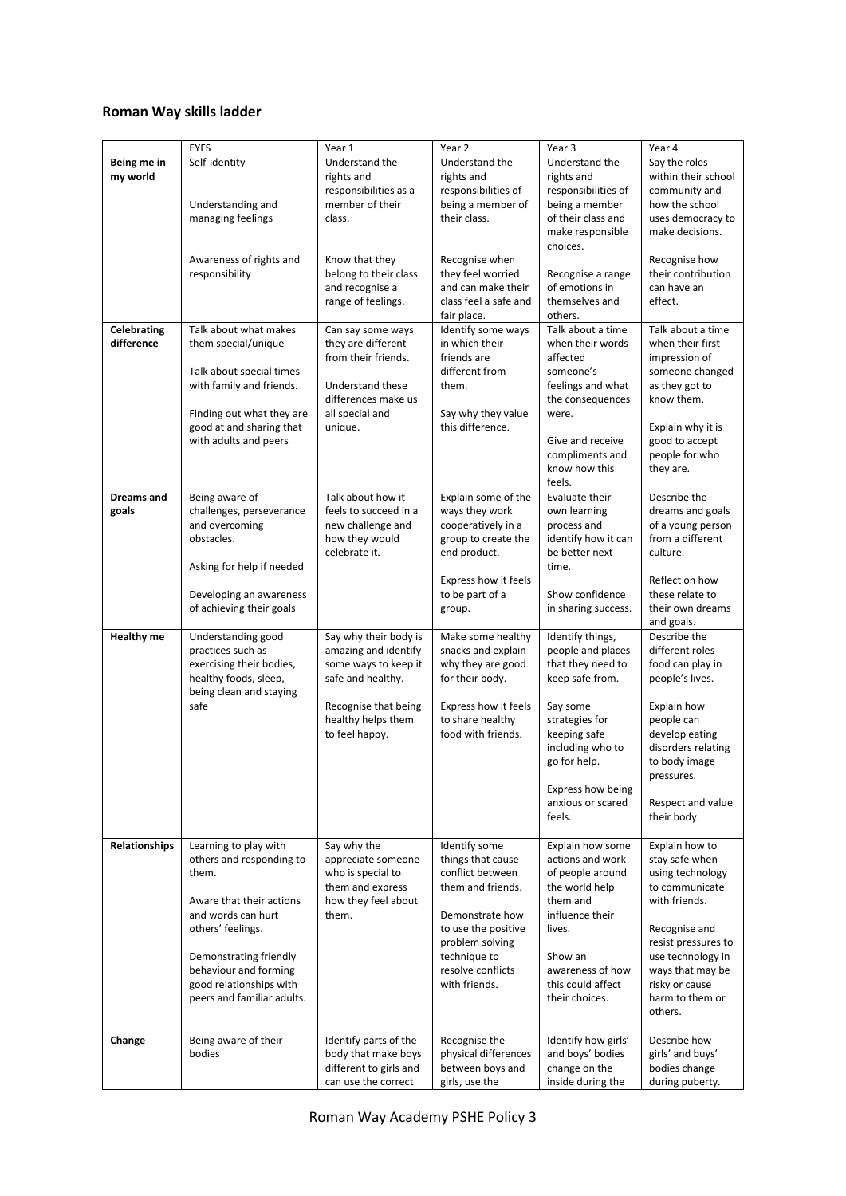## Roman Way skills ladder

| | EYFS | Year 1 | Year 2 | Year 3 | Year 4 |
|---|---|---|---|---|---|
| **Being me in my world** | Self-identity<br><br>Understanding and managing feelings<br><br>Awareness of rights and responsibility | Understand the rights and responsibilities as a member of their class.<br><br>Know that they belong to their class and recognise a range of feelings. | Understand the rights and responsibilities of being a member of their class.<br><br>Recognise when they feel worried and can make their class feel a safe and fair place. | Understand the rights and responsibilities of being a member of their class and make responsible choices.<br><br>Recognise a range of emotions in themselves and others. | Say the roles within their school community and how the school uses democracy to make decisions.<br><br>Recognise how their contribution can have an effect. |
| **Celebrating difference** | Talk about what makes them special/unique<br><br>Talk about special times with family and friends.<br><br>Finding out what they are good at and sharing that with adults and peers | Can say some ways they are different from their friends.<br><br>Understand these differences make us all special and unique. | Identify some ways in which their friends are different from them.<br><br>Say why they value this difference. | Talk about a time when their words affected someone's feelings and what the consequences were.<br><br>Give and receive compliments and know how this feels. | Talk about a time when their first impression of someone changed as they got to know them.<br><br>Explain why it is good to accept people for who they are. |
| **Dreams and goals** | Being aware of challenges, perseverance and overcoming obstacles.<br><br>Asking for help if needed<br><br>Developing an awareness of achieving their goals | Talk about how it feels to succeed in a new challenge and how they would celebrate it. | Explain some of the ways they work cooperatively in a group to create the end product.<br><br>Express how it feels to be part of a group. | Evaluate their own learning process and identify how it can be better next time.<br><br>Show confidence in sharing success. | Describe the dreams and goals of a young person from a different culture.<br><br>Reflect on how these relate to their own dreams and goals. |
| **Healthy me** | Understanding good practices such as exercising their bodies, healthy foods, sleep, being clean and staying safe | Say why their body is amazing and identify some ways to keep it safe and healthy.<br><br>Recognise that being healthy helps them to feel happy. | Make some healthy snacks and explain why they are good for their body.<br><br>Express how it feels to share healthy food with friends. | Identify things, people and places that they need to keep safe from.<br><br>Say some strategies for keeping safe including who to go for help.<br><br>Express how being anxious or scared feels. | Describe the different roles food can play in people's lives.<br><br>Explain how people can develop eating disorders relating to body image pressures.<br><br>Respect and value their body. |
| **Relationships** | Learning to play with others and responding to them.<br><br>Aware that their actions and words can hurt others' feelings.<br><br>Demonstrating friendly behaviour and forming good relationships with peers and familiar adults. | Say why the appreciate someone who is special to them and express how they feel about them. | Identify some things that cause conflict between them and friends.<br><br>Demonstrate how to use the positive problem solving technique to resolve conflicts with friends. | Explain how some actions and work of people around the world help them and influence their lives.<br><br>Show an awareness of how this could affect their choices. | Explain how to stay safe when using technology to communicate with friends.<br><br>Recognise and resist pressures to use technology in ways that may be risky or cause harm to them or others. |
| **Change** | Being aware of their bodies | Identify parts of the body that make boys different to girls and can use the correct | Recognise the physical differences between boys and girls, use the | Identify how girls' and boys' bodies change on the inside during the | Describe how girls' and buys' bodies change during puberty. |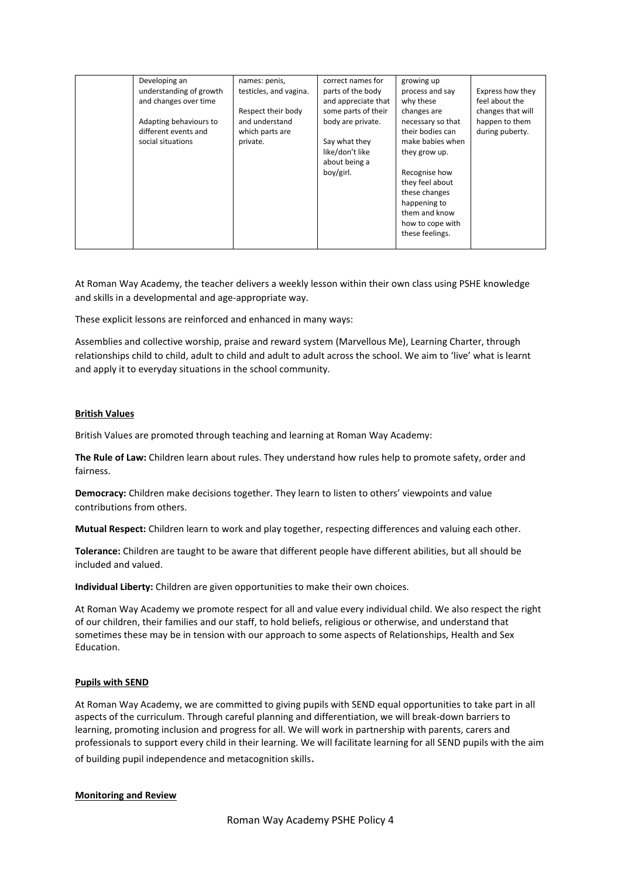|  | Developing an understanding of growth and changes over time<br><br>Adapting behaviours to different events and social situations | names: penis, testicles, and vagina.<br><br>Respect their body and understand which parts are private. | correct names for parts of the body and appreciate that some parts of their body are private.<br><br>Say what they like/don't like about being a boy/girl. | growing up process and say why these changes are necessary so that their bodies can make babies when they grow up.<br><br>Recognise how they feel about these changes happening to them and know how to cope with these feelings. | Express how they feel about the changes that will happen to them during puberty. |
|---|---|---|---|---|---|

At Roman Way Academy, the teacher delivers a weekly lesson within their own class using PSHE knowledge and skills in a developmental and age-appropriate way.

These explicit lessons are reinforced and enhanced in many ways:

Assemblies and collective worship, praise and reward system (Marvellous Me), Learning Charter, through relationships child to child, adult to child and adult to adult across the school. We aim to 'live' what is learnt and apply it to everyday situations in the school community.

## British Values

British Values are promoted through teaching and learning at Roman Way Academy:

**The Rule of Law:** Children learn about rules. They understand how rules help to promote safety, order and fairness.

**Democracy:** Children make decisions together. They learn to listen to others' viewpoints and value contributions from others.

**Mutual Respect:** Children learn to work and play together, respecting differences and valuing each other.

**Tolerance:** Children are taught to be aware that different people have different abilities, but all should be included and valued.

**Individual Liberty:** Children are given opportunities to make their own choices.

At Roman Way Academy we promote respect for all and value every individual child. We also respect the right of our children, their families and our staff, to hold beliefs, religious or otherwise, and understand that sometimes these may be in tension with our approach to some aspects of Relationships, Health and Sex Education.

## Pupils with SEND

At Roman Way Academy, we are committed to giving pupils with SEND equal opportunities to take part in all aspects of the curriculum. Through careful planning and differentiation, we will break-down barriers to learning, promoting inclusion and progress for all. We will work in partnership with parents, carers and professionals to support every child in their learning. We will facilitate learning for all SEND pupils with the aim of building pupil independence and metacognition skills.

## Monitoring and Review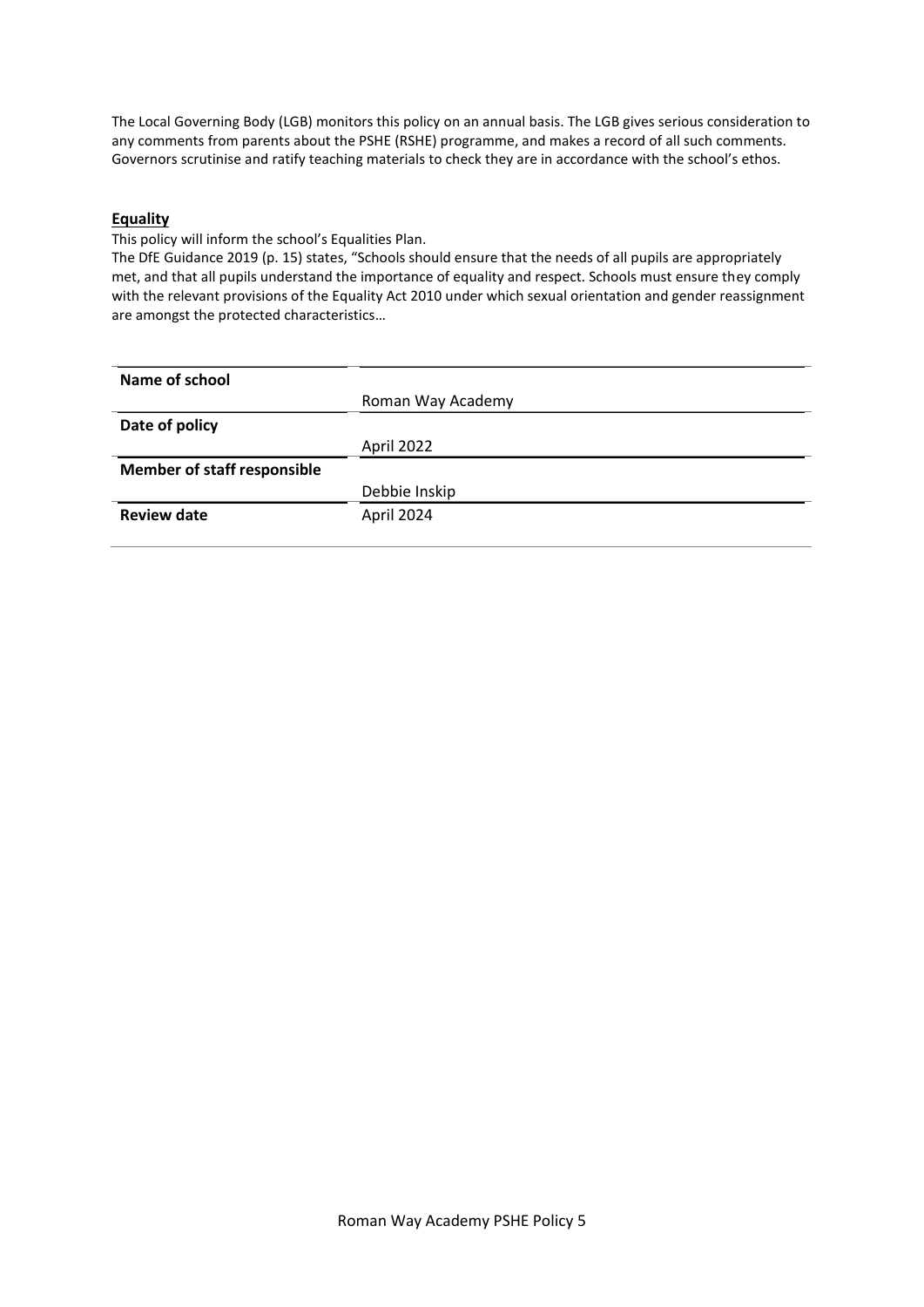The Local Governing Body (LGB) monitors this policy on an annual basis. The LGB gives serious consideration to any comments from parents about the PSHE (RSHE) programme, and makes a record of all such comments. Governors scrutinise and ratify teaching materials to check they are in accordance with the school's ethos.

## **Equality**

This policy will inform the school's Equalities Plan.

The DfE Guidance 2019 (p. 15) states, "Schools should ensure that the needs of all pupils are appropriately met, and that all pupils understand the importance of equality and respect. Schools must ensure they comply with the relevant provisions of the Equality Act 2010 under which sexual orientation and gender reassignment are amongst the protected characteristics…

| | |
|---|---|
| **Name of school** | Roman Way Academy |
| **Date of policy** | April 2022 |
| **Member of staff responsible** | Debbie Inskip |
| **Review date** | April 2024 |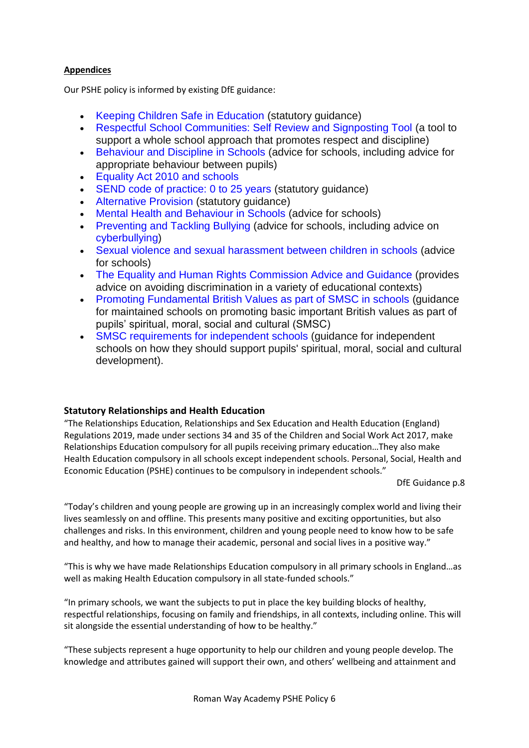**Appendices**

Our PSHE policy is informed by existing DfE guidance:

- Keeping Children Safe in Education (statutory guidance)
- Respectful School Communities: Self Review and Signposting Tool (a tool to support a whole school approach that promotes respect and discipline)
- Behaviour and Discipline in Schools (advice for schools, including advice for appropriate behaviour between pupils)
- Equality Act 2010 and schools
- SEND code of practice: 0 to 25 years (statutory guidance)
- Alternative Provision (statutory guidance)
- Mental Health and Behaviour in Schools (advice for schools)
- Preventing and Tackling Bullying (advice for schools, including advice on cyberbullying)
- Sexual violence and sexual harassment between children in schools (advice for schools)
- The Equality and Human Rights Commission Advice and Guidance (provides advice on avoiding discrimination in a variety of educational contexts)
- Promoting Fundamental British Values as part of SMSC in schools (guidance for maintained schools on promoting basic important British values as part of pupils' spiritual, moral, social and cultural (SMSC)
- SMSC requirements for independent schools (guidance for independent schools on how they should support pupils' spiritual, moral, social and cultural development).

**Statutory Relationships and Health Education**

"The Relationships Education, Relationships and Sex Education and Health Education (England) Regulations 2019, made under sections 34 and 35 of the Children and Social Work Act 2017, make Relationships Education compulsory for all pupils receiving primary education…They also make Health Education compulsory in all schools except independent schools. Personal, Social, Health and Economic Education (PSHE) continues to be compulsory in independent schools."

DfE Guidance p.8

"Today's children and young people are growing up in an increasingly complex world and living their lives seamlessly on and offline. This presents many positive and exciting opportunities, but also challenges and risks. In this environment, children and young people need to know how to be safe and healthy, and how to manage their academic, personal and social lives in a positive way."

"This is why we have made Relationships Education compulsory in all primary schools in England…as well as making Health Education compulsory in all state-funded schools."

"In primary schools, we want the subjects to put in place the key building blocks of healthy, respectful relationships, focusing on family and friendships, in all contexts, including online. This will sit alongside the essential understanding of how to be healthy."

"These subjects represent a huge opportunity to help our children and young people develop. The knowledge and attributes gained will support their own, and others' wellbeing and attainment and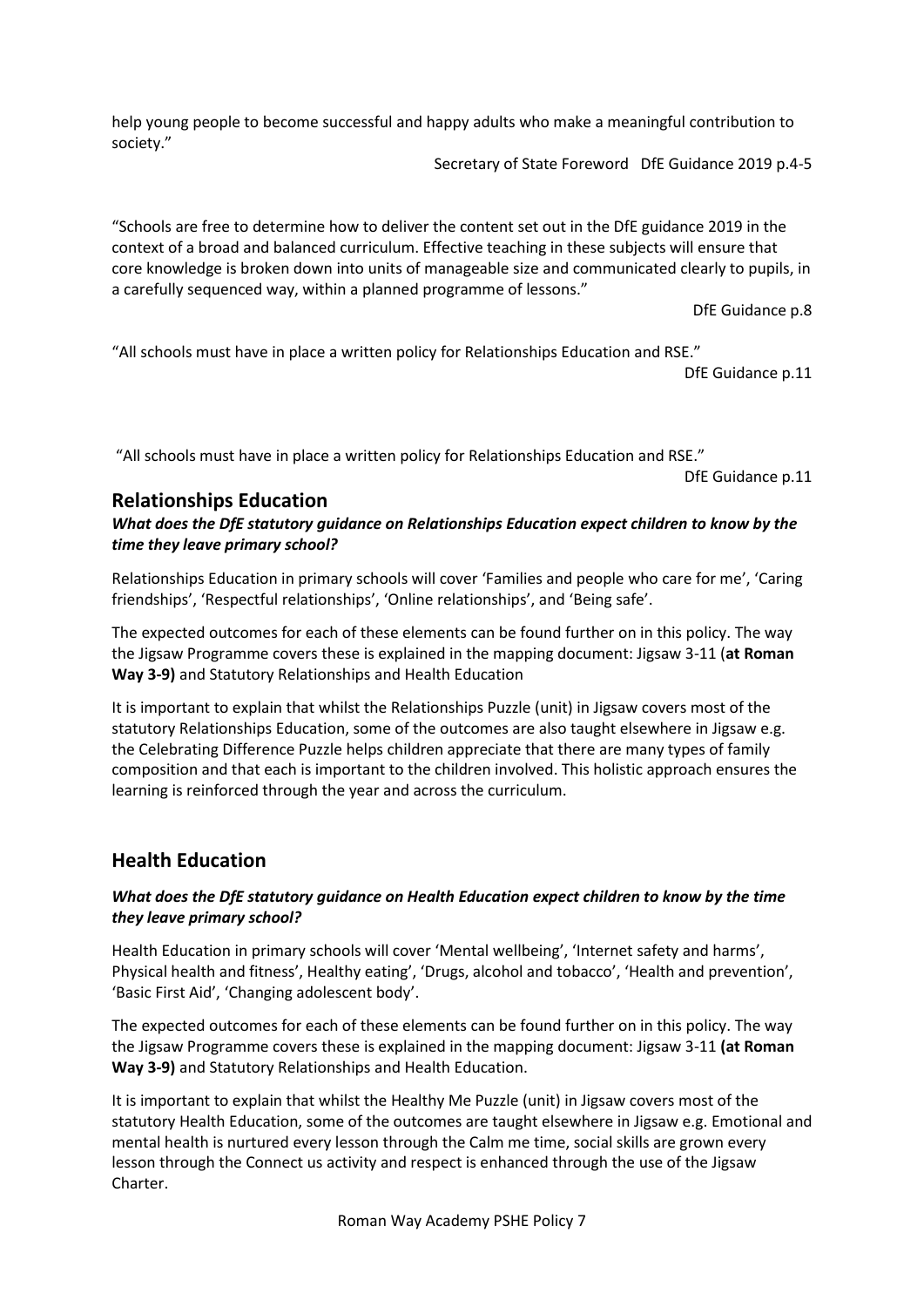help young people to become successful and happy adults who make a meaningful contribution to society."

Secretary of State Foreword DfE Guidance 2019 p.4-5

"Schools are free to determine how to deliver the content set out in the DfE guidance 2019 in the context of a broad and balanced curriculum. Effective teaching in these subjects will ensure that core knowledge is broken down into units of manageable size and communicated clearly to pupils, in a carefully sequenced way, within a planned programme of lessons."

DfE Guidance p.8

"All schools must have in place a written policy for Relationships Education and RSE."

DfE Guidance p.11

"All schools must have in place a written policy for Relationships Education and RSE."

DfE Guidance p.11

## Relationships Education

***What does the DfE statutory guidance on Relationships Education expect children to know by the time they leave primary school?***

Relationships Education in primary schools will cover 'Families and people who care for me', 'Caring friendships', 'Respectful relationships', 'Online relationships', and 'Being safe'.

The expected outcomes for each of these elements can be found further on in this policy. The way the Jigsaw Programme covers these is explained in the mapping document: Jigsaw 3-11 (**at Roman Way 3-9)** and Statutory Relationships and Health Education

It is important to explain that whilst the Relationships Puzzle (unit) in Jigsaw covers most of the statutory Relationships Education, some of the outcomes are also taught elsewhere in Jigsaw e.g. the Celebrating Difference Puzzle helps children appreciate that there are many types of family composition and that each is important to the children involved. This holistic approach ensures the learning is reinforced through the year and across the curriculum.

## Health Education

***What does the DfE statutory guidance on Health Education expect children to know by the time they leave primary school?***

Health Education in primary schools will cover 'Mental wellbeing', 'Internet safety and harms', Physical health and fitness', Healthy eating', 'Drugs, alcohol and tobacco', 'Health and prevention', 'Basic First Aid', 'Changing adolescent body'.

The expected outcomes for each of these elements can be found further on in this policy. The way the Jigsaw Programme covers these is explained in the mapping document: Jigsaw 3-11 **(at Roman Way 3-9)** and Statutory Relationships and Health Education.

It is important to explain that whilst the Healthy Me Puzzle (unit) in Jigsaw covers most of the statutory Health Education, some of the outcomes are taught elsewhere in Jigsaw e.g. Emotional and mental health is nurtured every lesson through the Calm me time, social skills are grown every lesson through the Connect us activity and respect is enhanced through the use of the Jigsaw Charter.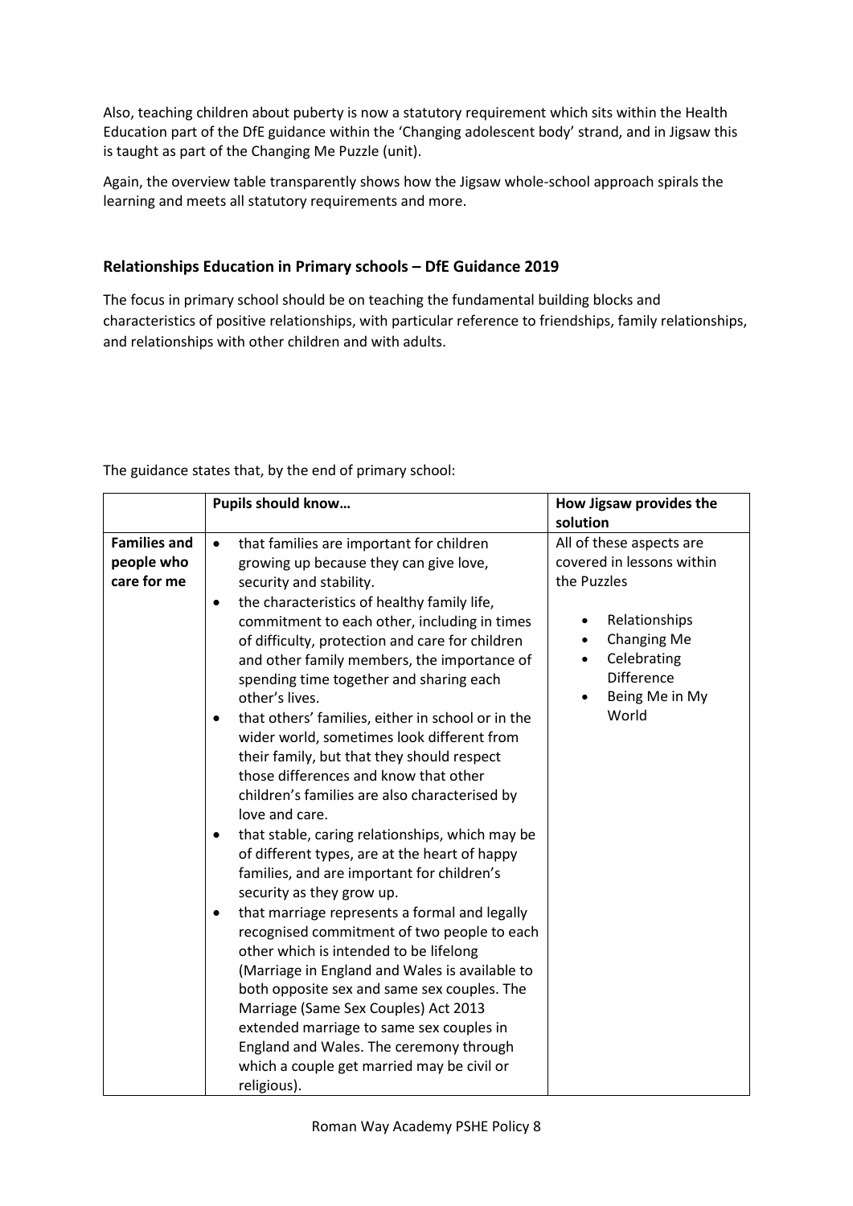Also, teaching children about puberty is now a statutory requirement which sits within the Health Education part of the DfE guidance within the 'Changing adolescent body' strand, and in Jigsaw this is taught as part of the Changing Me Puzzle (unit).

Again, the overview table transparently shows how the Jigsaw whole-school approach spirals the learning and meets all statutory requirements and more.

### Relationships Education in Primary schools – DfE Guidance 2019

The focus in primary school should be on teaching the fundamental building blocks and characteristics of positive relationships, with particular reference to friendships, family relationships, and relationships with other children and with adults.

The guidance states that, by the end of primary school:

| | Pupils should know… | How Jigsaw provides the solution |
|---|---|---|
| **Families and people who care for me** | • that families are important for children growing up because they can give love, security and stability.<br>• the characteristics of healthy family life, commitment to each other, including in times of difficulty, protection and care for children and other family members, the importance of spending time together and sharing each other's lives.<br>• that others' families, either in school or in the wider world, sometimes look different from their family, but that they should respect those differences and know that other children's families are also characterised by love and care.<br>• that stable, caring relationships, which may be of different types, are at the heart of happy families, and are important for children's security as they grow up.<br>• that marriage represents a formal and legally recognised commitment of two people to each other which is intended to be lifelong (Marriage in England and Wales is available to both opposite sex and same sex couples. The Marriage (Same Sex Couples) Act 2013 extended marriage to same sex couples in England and Wales. The ceremony through which a couple get married may be civil or religious). | All of these aspects are covered in lessons within the Puzzles<br>• Relationships<br>• Changing Me<br>• Celebrating Difference<br>• Being Me in My World |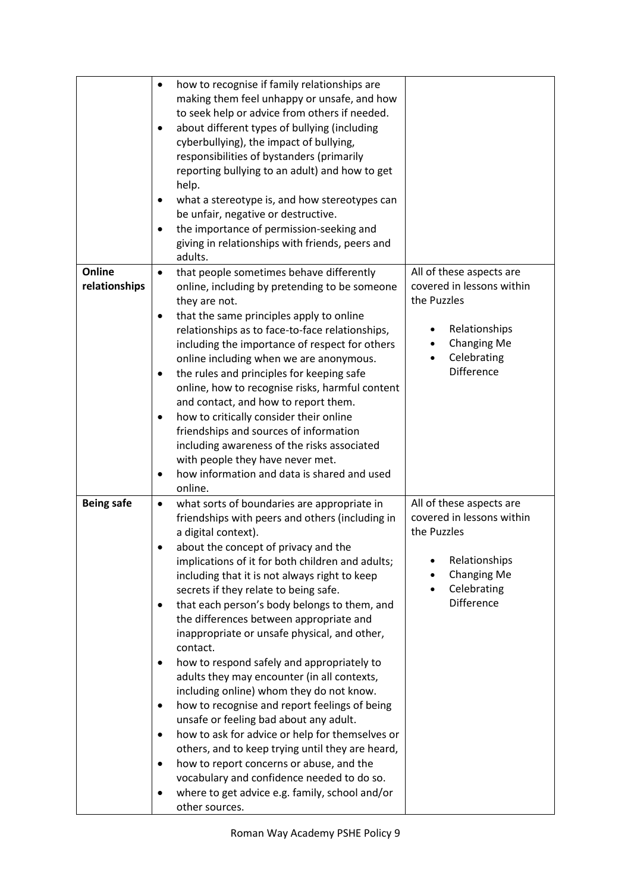| | | |
|---|---|---|
| | • how to recognise if family relationships are making them feel unhappy or unsafe, and how to seek help or advice from others if needed.<br>• about different types of bullying (including cyberbullying), the impact of bullying, responsibilities of bystanders (primarily reporting bullying to an adult) and how to get help.<br>• what a stereotype is, and how stereotypes can be unfair, negative or destructive.<br>• the importance of permission-seeking and giving in relationships with friends, peers and adults. | |
| **Online relationships** | • that people sometimes behave differently online, including by pretending to be someone they are not.<br>• that the same principles apply to online relationships as to face-to-face relationships, including the importance of respect for others online including when we are anonymous.<br>• the rules and principles for keeping safe online, how to recognise risks, harmful content and contact, and how to report them.<br>• how to critically consider their online friendships and sources of information including awareness of the risks associated with people they have never met.<br>• how information and data is shared and used online. | All of these aspects are covered in lessons within the Puzzles<br><br>• Relationships<br>• Changing Me<br>• Celebrating Difference |
| **Being safe** | • what sorts of boundaries are appropriate in friendships with peers and others (including in a digital context).<br>• about the concept of privacy and the implications of it for both children and adults; including that it is not always right to keep secrets if they relate to being safe.<br>• that each person's body belongs to them, and the differences between appropriate and inappropriate or unsafe physical, and other, contact.<br>• how to respond safely and appropriately to adults they may encounter (in all contexts, including online) whom they do not know.<br>• how to recognise and report feelings of being unsafe or feeling bad about any adult.<br>• how to ask for advice or help for themselves or others, and to keep trying until they are heard,<br>• how to report concerns or abuse, and the vocabulary and confidence needed to do so.<br>• where to get advice e.g. family, school and/or other sources. | All of these aspects are covered in lessons within the Puzzles<br><br>• Relationships<br>• Changing Me<br>• Celebrating Difference |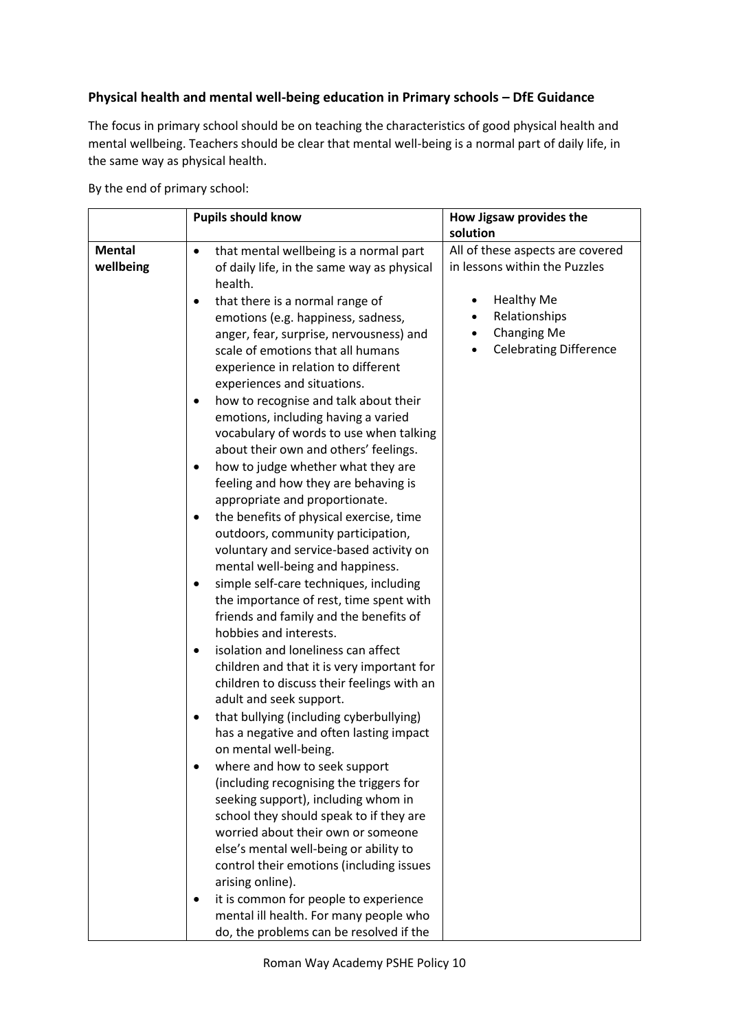### Physical health and mental well-being education in Primary schools – DfE Guidance

The focus in primary school should be on teaching the characteristics of good physical health and mental wellbeing. Teachers should be clear that mental well-being is a normal part of daily life, in the same way as physical health.

By the end of primary school:

| | Pupils should know | How Jigsaw provides the solution |
|---|---|---|
| **Mental wellbeing** | • that mental wellbeing is a normal part of daily life, in the same way as physical health.<br>• that there is a normal range of emotions (e.g. happiness, sadness, anger, fear, surprise, nervousness) and scale of emotions that all humans experience in relation to different experiences and situations.<br>• how to recognise and talk about their emotions, including having a varied vocabulary of words to use when talking about their own and others' feelings.<br>• how to judge whether what they are feeling and how they are behaving is appropriate and proportionate.<br>• the benefits of physical exercise, time outdoors, community participation, voluntary and service-based activity on mental well-being and happiness.<br>• simple self-care techniques, including the importance of rest, time spent with friends and family and the benefits of hobbies and interests.<br>• isolation and loneliness can affect children and that it is very important for children to discuss their feelings with an adult and seek support.<br>• that bullying (including cyberbullying) has a negative and often lasting impact on mental well-being.<br>• where and how to seek support (including recognising the triggers for seeking support), including whom in school they should speak to if they are worried about their own or someone else's mental well-being or ability to control their emotions (including issues arising online).<br>• it is common for people to experience mental ill health. For many people who do, the problems can be resolved if the | All of these aspects are covered in lessons within the Puzzles<br><br>• Healthy Me<br>• Relationships<br>• Changing Me<br>• Celebrating Difference |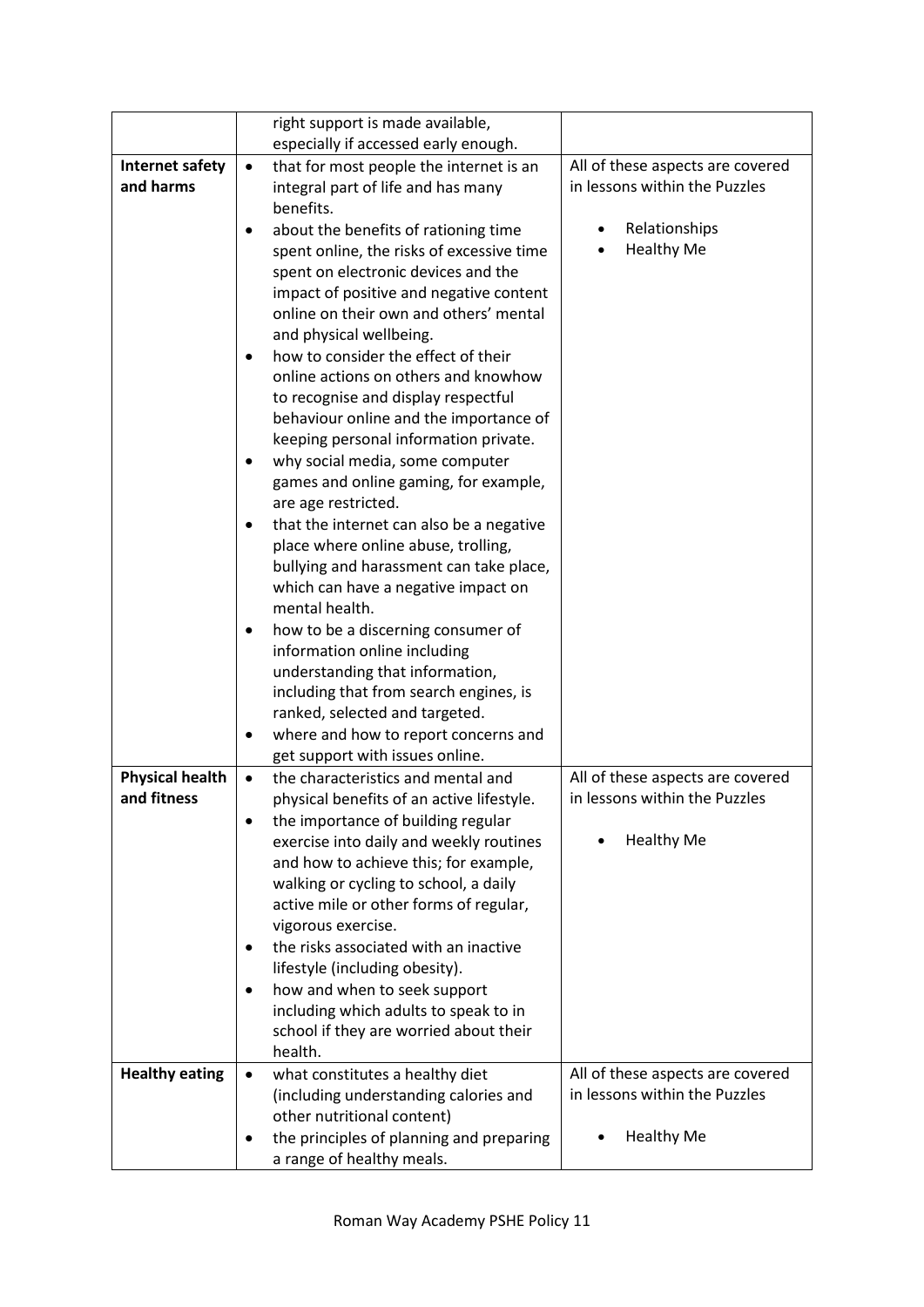| | | |
|---|---|---|
| | right support is made available, especially if accessed early enough. | |
| **Internet safety and harms** | • that for most people the internet is an integral part of life and has many benefits.<br>• about the benefits of rationing time spent online, the risks of excessive time spent on electronic devices and the impact of positive and negative content online on their own and others' mental and physical wellbeing.<br>• how to consider the effect of their online actions on others and knowhow to recognise and display respectful behaviour online and the importance of keeping personal information private.<br>• why social media, some computer games and online gaming, for example, are age restricted.<br>• that the internet can also be a negative place where online abuse, trolling, bullying and harassment can take place, which can have a negative impact on mental health.<br>• how to be a discerning consumer of information online including understanding that information, including that from search engines, is ranked, selected and targeted.<br>• where and how to report concerns and get support with issues online. | All of these aspects are covered in lessons within the Puzzles<br><br>• Relationships<br>• Healthy Me |
| **Physical health and fitness** | • the characteristics and mental and physical benefits of an active lifestyle.<br>• the importance of building regular exercise into daily and weekly routines and how to achieve this; for example, walking or cycling to school, a daily active mile or other forms of regular, vigorous exercise.<br>• the risks associated with an inactive lifestyle (including obesity).<br>• how and when to seek support including which adults to speak to in school if they are worried about their health. | All of these aspects are covered in lessons within the Puzzles<br><br>• Healthy Me |
| **Healthy eating** | • what constitutes a healthy diet (including understanding calories and other nutritional content)<br>• the principles of planning and preparing a range of healthy meals. | All of these aspects are covered in lessons within the Puzzles<br><br>• Healthy Me |

Roman Way Academy PSHE Policy 11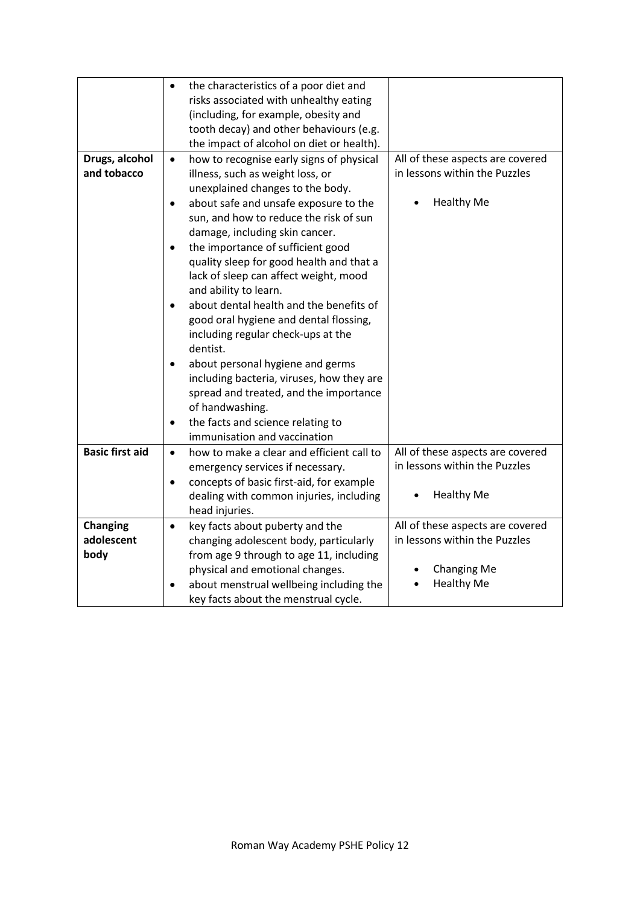| | | |
|---|---|---|
| | • the characteristics of a poor diet and risks associated with unhealthy eating (including, for example, obesity and tooth decay) and other behaviours (e.g. the impact of alcohol on diet or health). | |
| **Drugs, alcohol and tobacco** | • how to recognise early signs of physical illness, such as weight loss, or unexplained changes to the body.<br>• about safe and unsafe exposure to the sun, and how to reduce the risk of sun damage, including skin cancer.<br>• the importance of sufficient good quality sleep for good health and that a lack of sleep can affect weight, mood and ability to learn.<br>• about dental health and the benefits of good oral hygiene and dental flossing, including regular check-ups at the dentist.<br>• about personal hygiene and germs including bacteria, viruses, how they are spread and treated, and the importance of handwashing.<br>• the facts and science relating to immunisation and vaccination | All of these aspects are covered in lessons within the Puzzles<br><br>• Healthy Me |
| **Basic first aid** | • how to make a clear and efficient call to emergency services if necessary.<br>• concepts of basic first-aid, for example dealing with common injuries, including head injuries. | All of these aspects are covered in lessons within the Puzzles<br><br>• Healthy Me |
| **Changing adolescent body** | • key facts about puberty and the changing adolescent body, particularly from age 9 through to age 11, including physical and emotional changes.<br>• about menstrual wellbeing including the key facts about the menstrual cycle. | All of these aspects are covered in lessons within the Puzzles<br><br>• Changing Me<br>• Healthy Me |